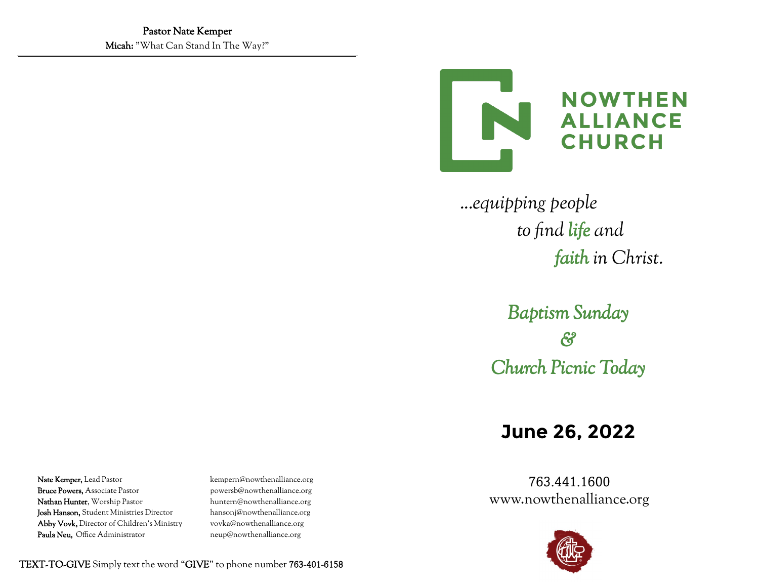**Pastor Nate Kemper**
**Micah:** "What Can Stand In The Way?"

---

**Nate Kemper,** Lead Pastor — kempern@nowthenalliance.org
**Bruce Powers,** Associate Pastor — powersb@nowthenalliance.org
**Nathan Hunter**, Worship Pastor — huntern@nowthenalliance.org
**Josh Hanson,** Student Ministries Director — hansonj@nowthenalliance.org
**Abby Vovk,** Director of Children's Ministry — vovka@nowthenalliance.org
**Paula Neu,** Office Administrator — neup@nowthenalliance.org

**TEXT-TO-GIVE** Simply text the word "**GIVE**" to phone number **763-401-6158**

# NOWTHEN ALLIANCE CHURCH

*...equipping people to find life and faith in Christ.*

## *Baptism Sunday & Church Picnic Today*

## June 26, 2022

763.441.1600
www.nowthenalliance.org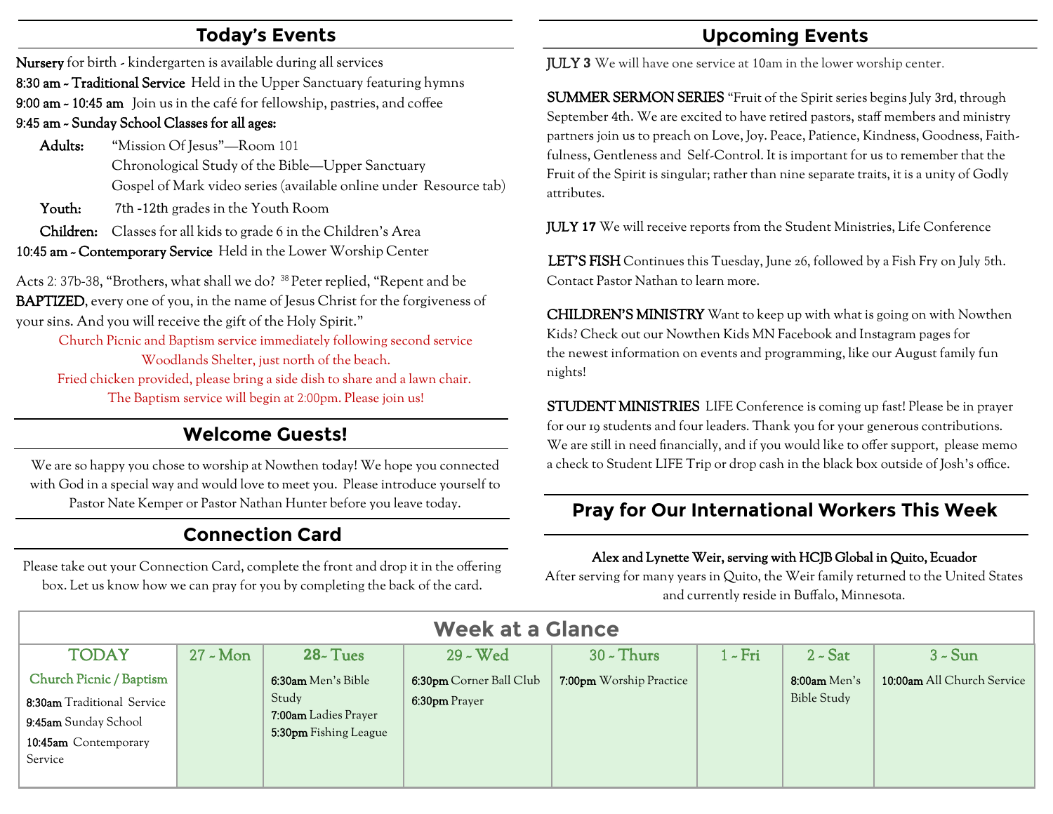## Today's Events

**Nursery** for birth - kindergarten is available during all services

**8:30 am ~ Traditional Service** Held in the Upper Sanctuary featuring hymns

**9:00 am ~ 10:45 am** Join us in the café for fellowship, pastries, and coffee

**9:45 am ~ Sunday School Classes for all ages:**

**Adults:** "Mission Of Jesus"—Room 101
Chronological Study of the Bible—Upper Sanctuary
Gospel of Mark video series (available online under Resource tab)

**Youth:** 7th -12th grades in the Youth Room

**Children:** Classes for all kids to grade 6 in the Children's Area

**10:45 am ~ Contemporary Service** Held in the Lower Worship Center

Acts 2: 37b-38, "Brothers, what shall we do? [38] Peter replied, "Repent and be **BAPTIZED**, every one of you, in the name of Jesus Christ for the forgiveness of your sins. And you will receive the gift of the Holy Spirit."

Church Picnic and Baptism service immediately following second service
Woodlands Shelter, just north of the beach.
Fried chicken provided, please bring a side dish to share and a lawn chair.
The Baptism service will begin at 2:00pm. Please join us!

## Welcome Guests!

We are so happy you chose to worship at Nowthen today! We hope you connected with God in a special way and would love to meet you. Please introduce yourself to Pastor Nate Kemper or Pastor Nathan Hunter before you leave today.

## Connection Card

Please take out your Connection Card, complete the front and drop it in the offering box. Let us know how we can pray for you by completing the back of the card.

## Upcoming Events

**JULY 3** We will have one service at 10am in the lower worship center.

**SUMMER SERMON SERIES** "Fruit of the Spirit series begins July 3rd, through September 4th. We are excited to have retired pastors, staff members and ministry partners join us to preach on Love, Joy. Peace, Patience, Kindness, Goodness, Faithfulness, Gentleness and Self-Control. It is important for us to remember that the Fruit of the Spirit is singular; rather than nine separate traits, it is a unity of Godly attributes.

**JULY 17** We will receive reports from the Student Ministries, Life Conference

**LET'S FISH** Continues this Tuesday, June 26, followed by a Fish Fry on July 5th. Contact Pastor Nathan to learn more.

**CHILDREN'S MINISTRY** Want to keep up with what is going on with Nowthen Kids? Check out our Nowthen Kids MN Facebook and Instagram pages for the newest information on events and programming, like our August family fun nights!

**STUDENT MINISTRIES** LIFE Conference is coming up fast! Please be in prayer for our 19 students and four leaders. Thank you for your generous contributions. We are still in need financially, and if you would like to offer support, please memo a check to Student LIFE Trip or drop cash in the black box outside of Josh's office.

## Pray for Our International Workers This Week

**Alex and Lynette Weir, serving with HCJB Global in Quito, Ecuador**

After serving for many years in Quito, the Weir family returned to the United States and currently reside in Buffalo, Minnesota.

## Week at a Glance

| TODAY | 27 ~ Mon | 28~ Tues | 29 ~ Wed | 30 ~ Thurs | 1 ~ Fri | 2 ~ Sat | 3 ~ Sun |
|---|---|---|---|---|---|---|---|
| Church Picnic / Baptism<br>**8:30am** Traditional Service<br>**9:45am** Sunday School<br>**10:45am** Contemporary Service | | **6:30am** Men's Bible Study<br>**7:00am** Ladies Prayer<br>**5:30pm** Fishing League | **6:30pm** Corner Ball Club<br>**6:30pm** Prayer | **7:00pm** Worship Practice | | **8:00am** Men's Bible Study | **10:00am** All Church Service |